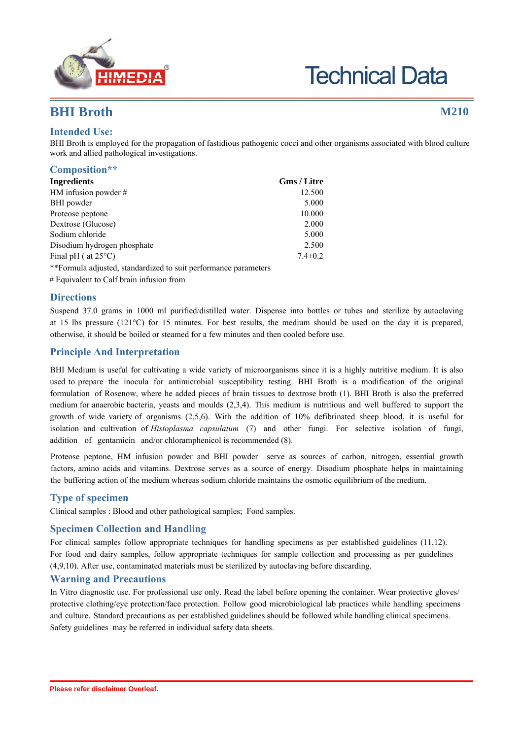# Technical Data

## BHI Broth

**M210**

### Intended Use:

BHI Broth is employed for the propagation of fastidious pathogenic cocci and other organisms associated with blood culture work and allied pathological investigations.

### Composition**

| Ingredients | Gms / Litre |
|---|---|
| HM infusion powder # | 12.500 |
| BHI powder | 5.000 |
| Proteose peptone | 10.000 |
| Dextrose (Glucose) | 2.000 |
| Sodium chloride | 5.000 |
| Disodium hydrogen phosphate | 2.500 |
| Final pH ( at 25°C) | 7.4±0.2 |

**Formula adjusted, standardized to suit performance parameters

# Equivalent to Calf brain infusion from

### Directions

Suspend 37.0 grams in 1000 ml purified/distilled water. Dispense into bottles or tubes and sterilize by autoclaving at 15 lbs pressure (121°C) for 15 minutes. For best results, the medium should be used on the day it is prepared, otherwise, it should be boiled or steamed for a few minutes and then cooled before use.

### Principle And Interpretation

BHI Medium is useful for cultivating a wide variety of microorganisms since it is a highly nutritive medium. It is also used to prepare the inocula for antimicrobial susceptibility testing. BHI Broth is a modification of the original formulation of Rosenow, where he added pieces of brain tissues to dextrose broth (1). BHI Broth is also the preferred medium for anaerobic bacteria, yeasts and moulds (2,3,4). This medium is nutritious and well buffered to support the growth of wide variety of organisms (2,5,6). With the addition of 10% defibrinated sheep blood, it is useful for isolation and cultivation of *Histoplasma capsulatum* (7) and other fungi. For selective isolation of fungi, addition of gentamicin and/or chloramphenicol is recommended (8).

Proteose peptone, HM infusion powder and BHI powder serve as sources of carbon, nitrogen, essential growth factors, amino acids and vitamins. Dextrose serves as a source of energy. Disodium phosphate helps in maintaining the buffering action of the medium whereas sodium chloride maintains the osmotic equilibrium of the medium.

### Type of specimen

Clinical samples : Blood and other pathological samples; Food samples.

### Specimen Collection and Handling

For clinical samples follow appropriate techniques for handling specimens as per established guidelines (11,12). For food and dairy samples, follow appropriate techniques for sample collection and processing as per guidelines (4,9,10). After use, contaminated materials must be sterilized by autoclaving before discarding.

### Warning and Precautions

In Vitro diagnostic use. For professional use only. Read the label before opening the container. Wear protective gloves/ protective clothing/eye protection/face protection. Follow good microbiological lab practices while handling specimens and culture. Standard precautions as per established guidelines should be followed while handling clinical specimens. Safety guidelines may be referred in individual safety data sheets.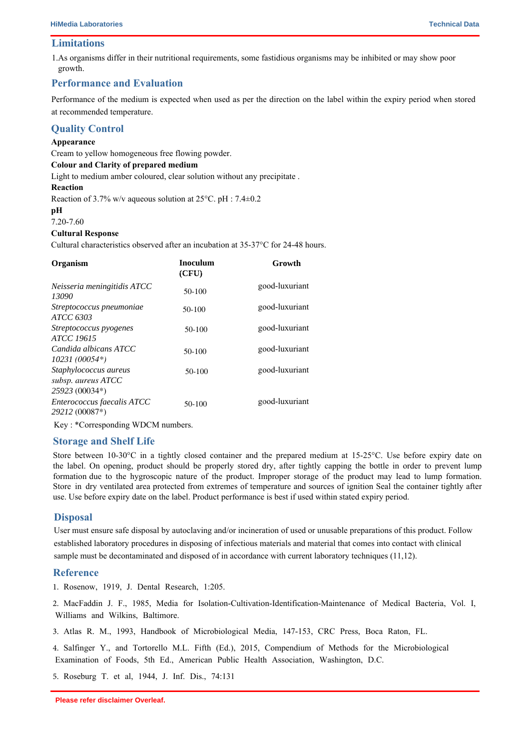## Limitations

1. As organisms differ in their nutritional requirements, some fastidious organisms may be inhibited or may show poor growth.

## Performance and Evaluation

Performance of the medium is expected when used as per the direction on the label within the expiry period when stored at recommended temperature.

## Quality Control

**Appearance**

Cream to yellow homogeneous free flowing powder.

**Colour and Clarity of prepared medium**

Light to medium amber coloured, clear solution without any precipitate .

**Reaction**

Reaction of 3.7% w/v aqueous solution at 25°C. pH : 7.4±0.2

**pH**

7.20-7.60

**Cultural Response**

Cultural characteristics observed after an incubation at 35-37°C for 24-48 hours.

| Organism | Inoculum (CFU) | Growth |
|---|---|---|
| *Neisseria meningitidis ATCC 13090* | 50-100 | good-luxuriant |
| *Streptococcus pneumoniae ATCC 6303* | 50-100 | good-luxuriant |
| *Streptococcus pyogenes ATCC 19615* | 50-100 | good-luxuriant |
| *Candida albicans ATCC 10231 (00054*)* | 50-100 | good-luxuriant |
| *Staphylococcus aureus subsp. aureus ATCC 25923* (00034*) | 50-100 | good-luxuriant |
| *Enterococcus faecalis ATCC 29212* (00087*) | 50-100 | good-luxuriant |

Key : *Corresponding WDCM numbers.

## Storage and Shelf Life

Store between 10-30°C in a tightly closed container and the prepared medium at 15-25°C. Use before expiry date on the label. On opening, product should be properly stored dry, after tightly capping the bottle in order to prevent lump formation due to the hygroscopic nature of the product. Improper storage of the product may lead to lump formation. Store in dry ventilated area protected from extremes of temperature and sources of ignition Seal the container tightly after use. Use before expiry date on the label. Product performance is best if used within stated expiry period.

## Disposal

User must ensure safe disposal by autoclaving and/or incineration of used or unusable preparations of this product. Follow established laboratory procedures in disposing of infectious materials and material that comes into contact with clinical sample must be decontaminated and disposed of in accordance with current laboratory techniques (11,12).

## Reference

1. Rosenow, 1919, J. Dental Research, 1:205.
2. MacFaddin J. F., 1985, Media for Isolation-Cultivation-Identification-Maintenance of Medical Bacteria, Vol. I, Williams and Wilkins, Baltimore.
3. Atlas R. M., 1993, Handbook of Microbiological Media, 147-153, CRC Press, Boca Raton, FL.
4. Salfinger Y., and Tortorello M.L. Fifth (Ed.), 2015, Compendium of Methods for the Microbiological Examination of Foods, 5th Ed., American Public Health Association, Washington, D.C.
5. Roseburg T. et al, 1944, J. Inf. Dis., 74:131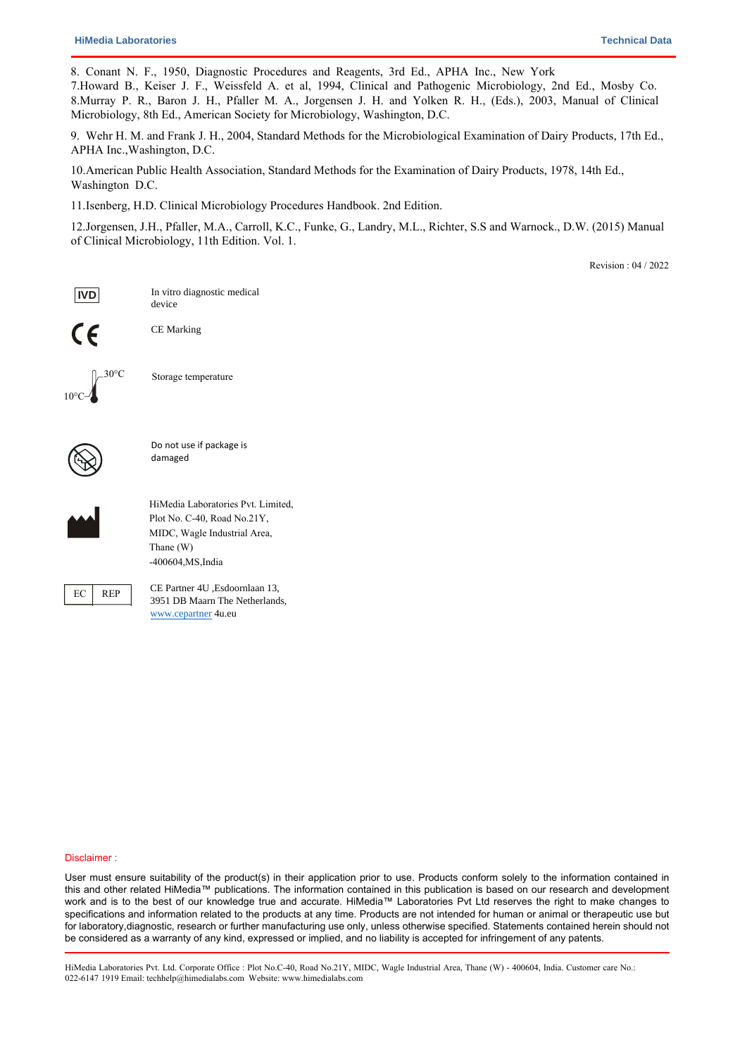8. Conant N. F., 1950, Diagnostic Procedures and Reagents, 3rd Ed., APHA Inc., New York
7.Howard B., Keiser J. F., Weissfeld A. et al, 1994, Clinical and Pathogenic Microbiology, 2nd Ed., Mosby Co.
8.Murray P. R., Baron J. H., Pfaller M. A., Jorgensen J. H. and Yolken R. H., (Eds.), 2003, Manual of Clinical Microbiology, 8th Ed., American Society for Microbiology, Washington, D.C.

9. Wehr H. M. and Frank J. H., 2004, Standard Methods for the Microbiological Examination of Dairy Products, 17th Ed., APHA Inc.,Washington, D.C.

10.American Public Health Association, Standard Methods for the Examination of Dairy Products, 1978, 14th Ed., Washington D.C.

11.Isenberg, H.D. Clinical Microbiology Procedures Handbook. 2nd Edition.

12.Jorgensen, J.H., Pfaller, M.A., Carroll, K.C., Funke, G., Landry, M.L., Richter, S.S and Warnock., D.W. (2015) Manual of Clinical Microbiology, 11th Edition. Vol. 1.

Revision : 04 / 2022

| | |
|---|---|
| IVD | In vitro diagnostic medical device |
| CE | CE Marking |
| 10°C – 30°C | Storage temperature |
| | Do not use if package is damaged |
| | HiMedia Laboratories Pvt. Limited, Plot No. C-40, Road No.21Y, MIDC, Wagle Industrial Area, Thane (W) -400604,MS,India |
| EC REP | CE Partner 4U ,Esdoornlaan 13, 3951 DB Maarn The Netherlands, www.cepartner 4u.eu |

Disclaimer :

User must ensure suitability of the product(s) in their application prior to use. Products conform solely to the information contained in this and other related HiMedia™ publications. The information contained in this publication is based on our research and development work and is to the best of our knowledge true and accurate. HiMedia™ Laboratories Pvt Ltd reserves the right to make changes to specifications and information related to the products at any time. Products are not intended for human or animal or therapeutic use but for laboratory,diagnostic, research or further manufacturing use only, unless otherwise specified. Statements contained herein should not be considered as a warranty of any kind, expressed or implied, and no liability is accepted for infringement of any patents.

HiMedia Laboratories Pvt. Ltd. Corporate Office : Plot No.C-40, Road No.21Y, MIDC, Wagle Industrial Area, Thane (W) - 400604, India. Customer care No.: 022-6147 1919 Email: techhelp@himedialabs.com Website: www.himedialabs.com